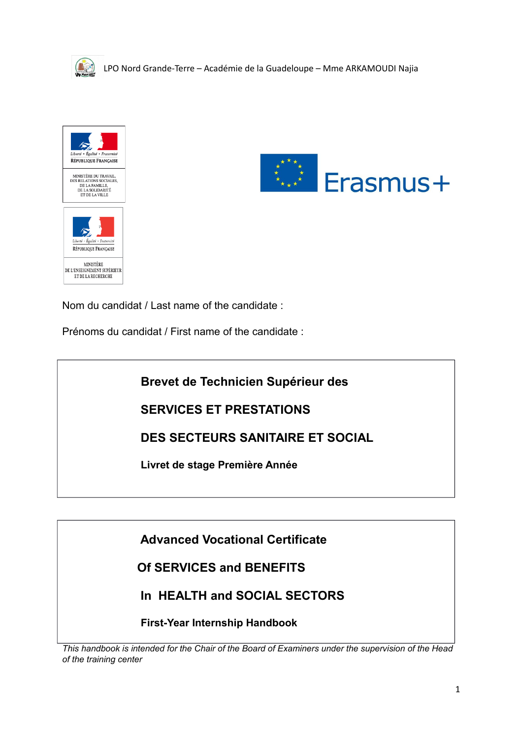LPO Nord Grande-Terre – Académie de la Guadeloupe – Mme ARKAMOUDI Najia

Liberté • Égalité • Fraternité
RÉPUBLIQUE FRANÇAISE

MINISTÈRE DU TRAVAIL, DES RELATIONS SOCIALES, DE LA FAMILLE, DE LA SOLIDARITÉ ET DE LA VILLE

Liberté • Égalité • Fraternité
RÉPUBLIQUE FRANÇAISE

MINISTÈRE DE L'ENSEIGNEMENT SUPÉRIEUR ET DE LA RECHERCHE

Erasmus+

Nom du candidat / Last name of the candidate :

Prénoms du candidat / First name of the candidate :

**Brevet de Technicien Supérieur des**

**SERVICES ET PRESTATIONS**

**DES SECTEURS SANITAIRE ET SOCIAL**

**Livret de stage Première Année**

**Advanced Vocational Certificate**

**Of SERVICES and BENEFITS**

**In HEALTH and SOCIAL SECTORS**

**First-Year Internship Handbook**

*This handbook is intended for the Chair of the Board of Examiners under the supervision of the Head of the training center*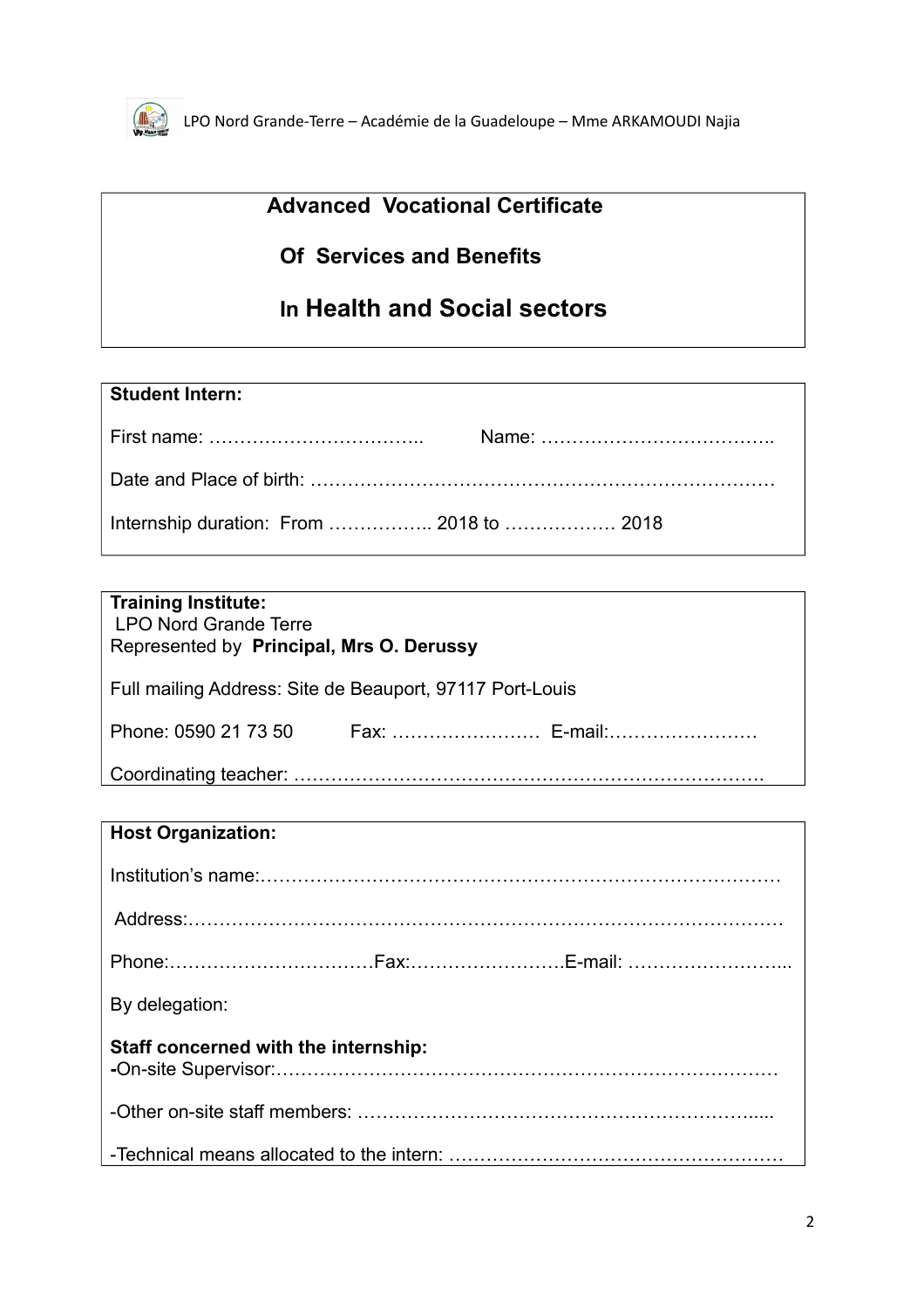**Advanced Vocational Certificate**

**Of Services and Benefits**

**In Health and Social sectors**

**Student Intern:**

First name: …………………………….. Name: ………………………………..

Date and Place of birth: ……………………………………………………………….

Internship duration: From …………….. 2018 to ……………… 2018

**Training Institute:**
LPO Nord Grande Terre
Represented by **Principal, Mrs O. Derussy**

Full mailing Address: Site de Beauport, 97117 Port-Louis

Phone: 0590 21 73 50 Fax: …………………… E-mail:……………………

Coordinating teacher: ………………………………………………………………….

**Host Organization:**

Institution's name:…………………………………………………………………………

Address:……………………………………………………………………………………

Phone:……………………………Fax:…………………….E-mail: ……………………...

By delegation:

**Staff concerned with the internship:**
**-**On-site Supervisor:………………………………………………………………………

-Other on-site staff members: …………………………………………………….....

-Technical means allocated to the intern: ………………………………………………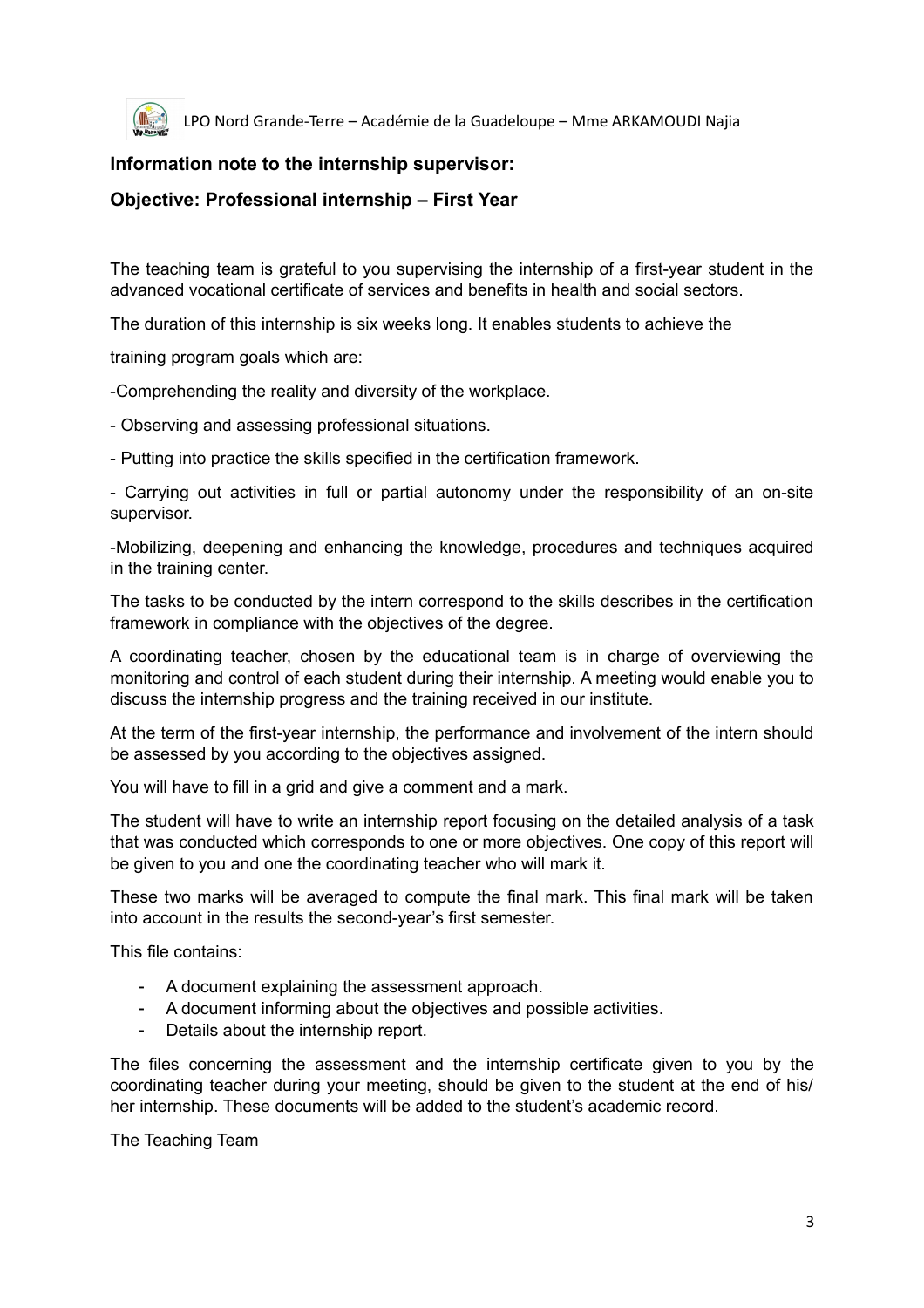## Information note to the internship supervisor:

## Objective: Professional internship – First Year

The teaching team is grateful to you supervising the internship of a first-year student in the advanced vocational certificate of services and benefits in health and social sectors.

The duration of this internship is six weeks long. It enables students to achieve the

training program goals which are:

-Comprehending the reality and diversity of the workplace.

- Observing and assessing professional situations.

- Putting into practice the skills specified in the certification framework.

- Carrying out activities in full or partial autonomy under the responsibility of an on-site supervisor.

-Mobilizing, deepening and enhancing the knowledge, procedures and techniques acquired in the training center.

The tasks to be conducted by the intern correspond to the skills describes in the certification framework in compliance with the objectives of the degree.

A coordinating teacher, chosen by the educational team is in charge of overviewing the monitoring and control of each student during their internship. A meeting would enable you to discuss the internship progress and the training received in our institute.

At the term of the first-year internship, the performance and involvement of the intern should be assessed by you according to the objectives assigned.

You will have to fill in a grid and give a comment and a mark.

The student will have to write an internship report focusing on the detailed analysis of a task that was conducted which corresponds to one or more objectives. One copy of this report will be given to you and one the coordinating teacher who will mark it.

These two marks will be averaged to compute the final mark. This final mark will be taken into account in the results the second-year's first semester.

This file contains:

- A document explaining the assessment approach.
- A document informing about the objectives and possible activities.
- Details about the internship report.

The files concerning the assessment and the internship certificate given to you by the coordinating teacher during your meeting, should be given to the student at the end of his/ her internship. These documents will be added to the student's academic record.

The Teaching Team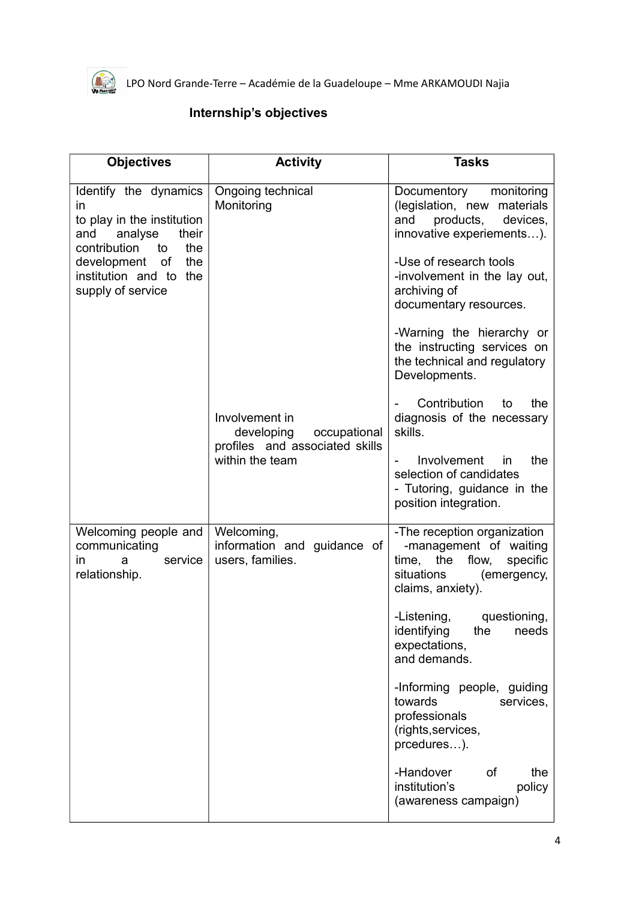## Internship's objectives

| Objectives | Activity | Tasks |
|---|---|---|
| Identify the dynamics in to play in the institution and analyse their contribution to the development of the institution and to the supply of service | Ongoing technical Monitoring | Documentory monitoring (legislation, new materials and products, devices, innovative experiements…).<br><br>-Use of research tools<br>-involvement in the lay out, archiving of documentary resources.<br><br>-Warning the hierarchy or the instructing services on the technical and regulatory Developments. |
| | Involvement in developing occupational profiles and associated skills within the team | - Contribution to the diagnosis of the necessary skills.<br><br>- Involvement in the selection of candidates<br>- Tutoring, guidance in the position integration. |
| Welcoming people and communicating in a service relationship. | Welcoming, information and guidance of users, families. | -The reception organization<br>-management of waiting time, the flow, specific situations (emergency, claims, anxiety).<br><br>-Listening, questioning, identifying the needs expectations, and demands.<br><br>-Informing people, guiding towards services, professionals (rights,services, prcedures…).<br><br>-Handover of the institution's policy (awareness campaign) |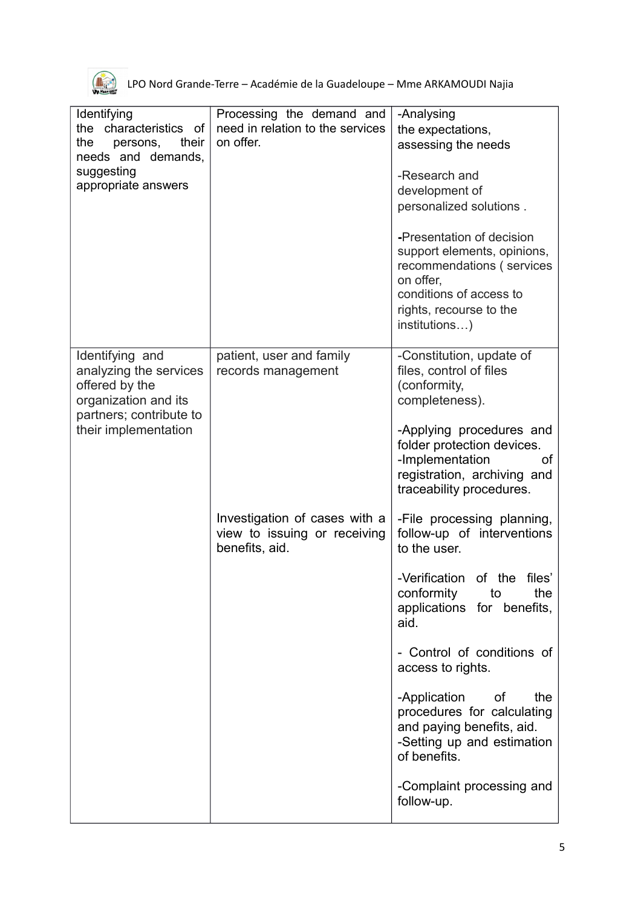| | | |
|---|---|---|
| Identifying the characteristics of the persons, their needs and demands, suggesting appropriate answers | Processing the demand and need in relation to the services on offer. | -Analysing the expectations, assessing the needs<br><br>-Research and development of personalized solutions .<br><br>-Presentation of decision support elements, opinions, recommendations ( services on offer, conditions of access to rights, recourse to the institutions…) |
| Identifying and analyzing the services offered by the organization and its partners; contribute to their implementation | patient, user and family records management | -Constitution, update of files, control of files (conformity, completeness).<br><br>-Applying procedures and folder protection devices.<br>-Implementation of registration, archiving and traceability procedures. |
| | Investigation of cases with a view to issuing or receiving benefits, aid. | -File processing planning, follow-up of interventions to the user.<br><br>-Verification of the files' conformity to the applications for benefits, aid.<br><br>- Control of conditions of access to rights.<br><br>-Application of the procedures for calculating and paying benefits, aid.<br>-Setting up and estimation of benefits.<br><br>-Complaint processing and follow-up. |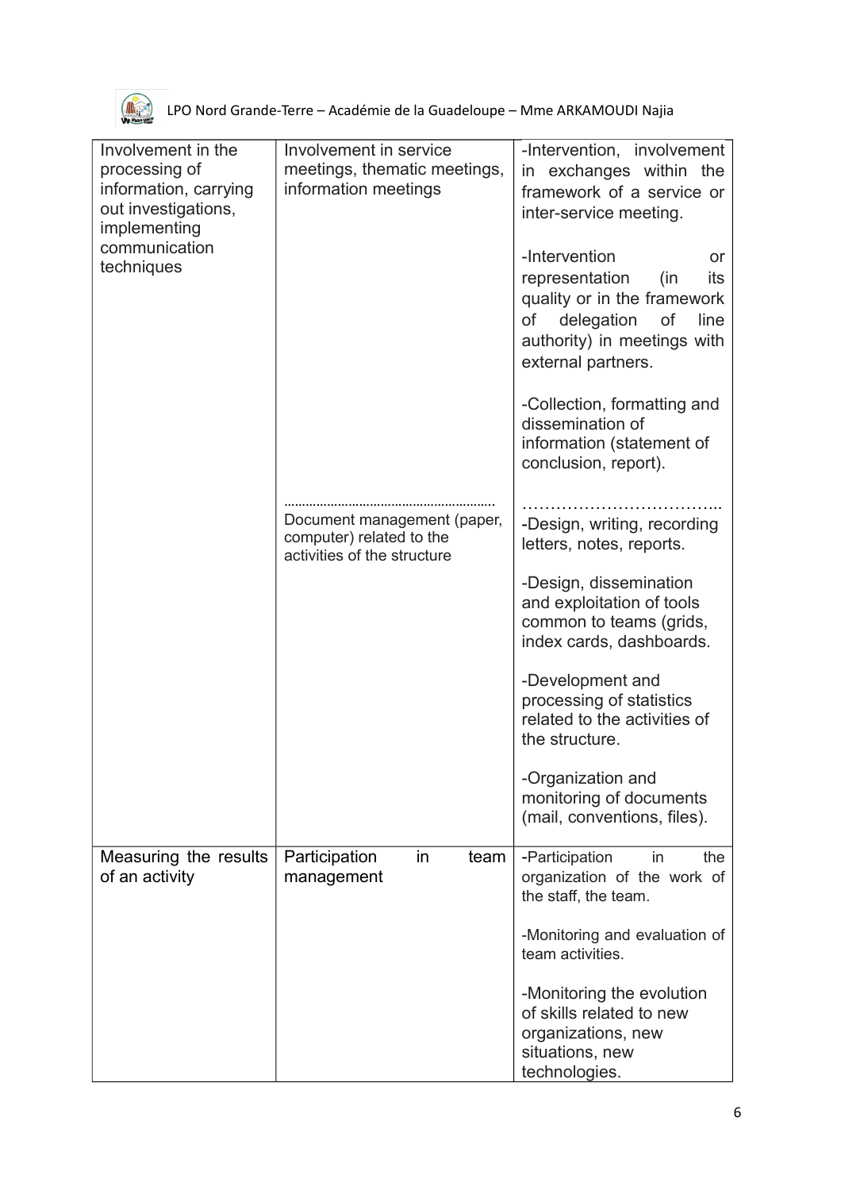| | | |
|---|---|---|
| Involvement in the processing of information, carrying out investigations, implementing communication techniques | Involvement in service meetings, thematic meetings, information meetings | -Intervention, involvement in exchanges within the framework of a service or inter-service meeting.<br><br>-Intervention or representation (in its quality or in the framework of delegation of line authority) in meetings with external partners.<br><br>-Collection, formatting and dissemination of information (statement of conclusion, report). |
| | ………………………………………………<br>Document management (paper, computer) related to the activities of the structure | ……………………………..<br>-Design, writing, recording letters, notes, reports.<br><br>-Design, dissemination and exploitation of tools common to teams (grids, index cards, dashboards.<br><br>-Development and processing of statistics related to the activities of the structure.<br><br>-Organization and monitoring of documents (mail, conventions, files). |
| Measuring the results of an activity | Participation in team management | -Participation in the organization of the work of the staff, the team.<br><br>-Monitoring and evaluation of team activities.<br><br>-Monitoring the evolution of skills related to new organizations, new situations, new technologies. |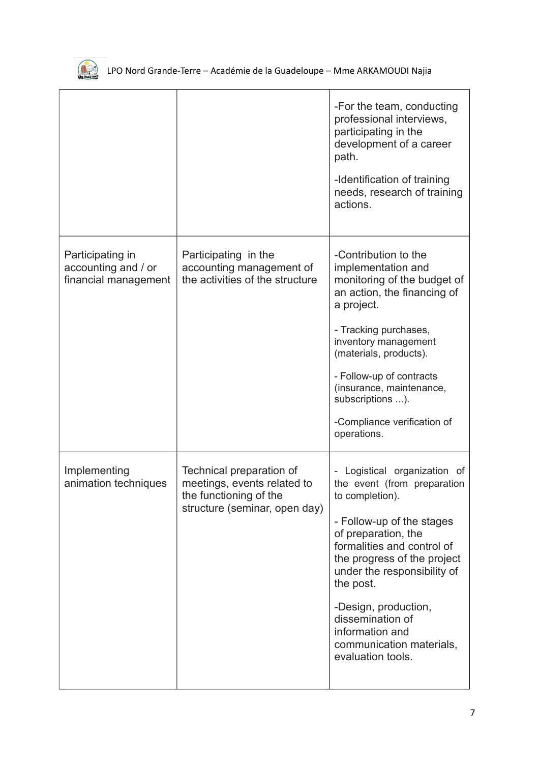| | | |
|---|---|---|
| | | -For the team, conducting professional interviews, participating in the development of a career path.<br><br>-Identification of training needs, research of training actions. |
| Participating in accounting and / or financial management | Participating in the accounting management of the activities of the structure | -Contribution to the implementation and monitoring of the budget of an action, the financing of a project.<br><br>- Tracking purchases, inventory management (materials, products).<br><br>- Follow-up of contracts (insurance, maintenance, subscriptions ...).<br><br>-Compliance verification of operations. |
| Implementing animation techniques | Technical preparation of meetings, events related to the functioning of the structure (seminar, open day) | - Logistical organization of the event (from preparation to completion).<br><br>- Follow-up of the stages of preparation, the formalities and control of the progress of the project under the responsibility of the post.<br><br>-Design, production, dissemination of information and communication materials, evaluation tools. |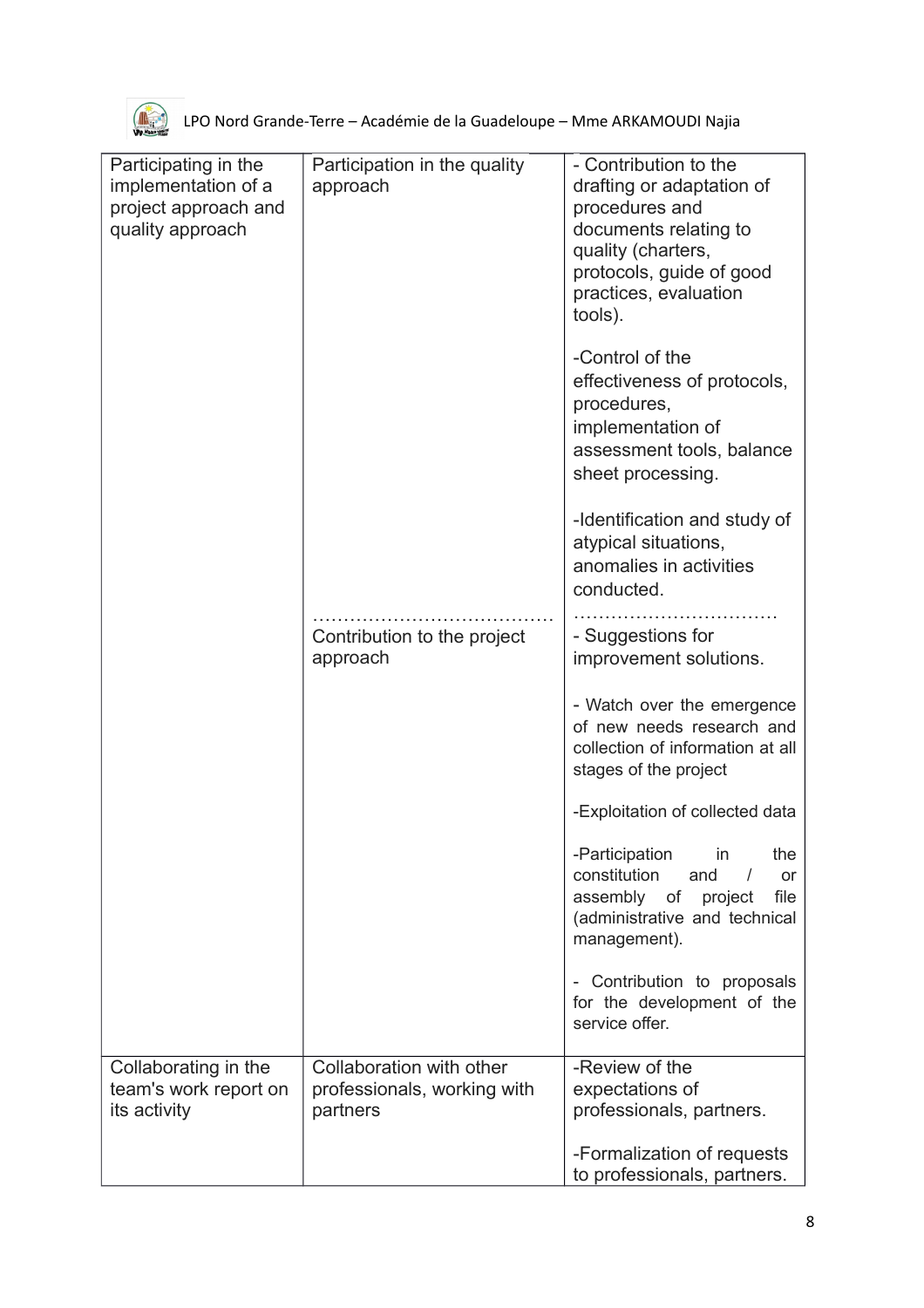| | | |
|---|---|---|
| Participating in the implementation of a project approach and quality approach | Participation in the quality approach | - Contribution to the drafting or adaptation of procedures and documents relating to quality (charters, protocols, guide of good practices, evaluation tools).<br><br>-Control of the effectiveness of protocols, procedures, implementation of assessment tools, balance sheet processing.<br><br>-Identification and study of atypical situations, anomalies in activities conducted. |
| | ……………………………………<br>Contribution to the project approach | ……………………………<br>- Suggestions for improvement solutions.<br><br>- Watch over the emergence of new needs research and collection of information at all stages of the project<br><br>-Exploitation of collected data<br><br>-Participation in the constitution and / or assembly of project file (administrative and technical management).<br><br>- Contribution to proposals for the development of the service offer. |
| Collaborating in the team's work report on its activity | Collaboration with other professionals, working with partners | -Review of the expectations of professionals, partners.<br><br>-Formalization of requests to professionals, partners. |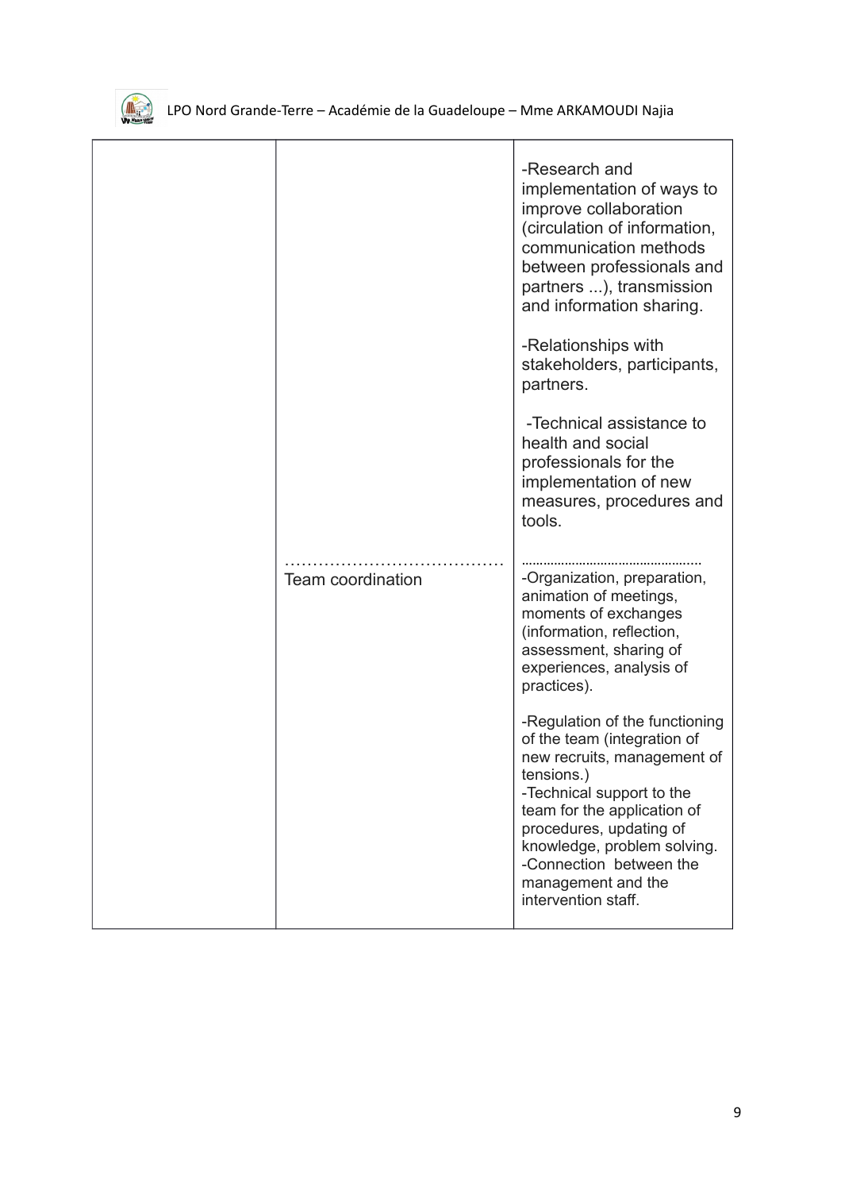| | | |
|---|---|---|
| | | -Research and implementation of ways to improve collaboration (circulation of information, communication methods between professionals and partners ...), transmission and information sharing.<br><br>-Relationships with stakeholders, participants, partners.<br><br>-Technical assistance to health and social professionals for the implementation of new measures, procedures and tools. |
| | ……………………………… Team coordination | ………………………………………… -Organization, preparation, animation of meetings, moments of exchanges (information, reflection, assessment, sharing of experiences, analysis of practices).<br><br>-Regulation of the functioning of the team (integration of new recruits, management of tensions.)<br>-Technical support to the team for the application of procedures, updating of knowledge, problem solving.<br>-Connection between the management and the intervention staff. |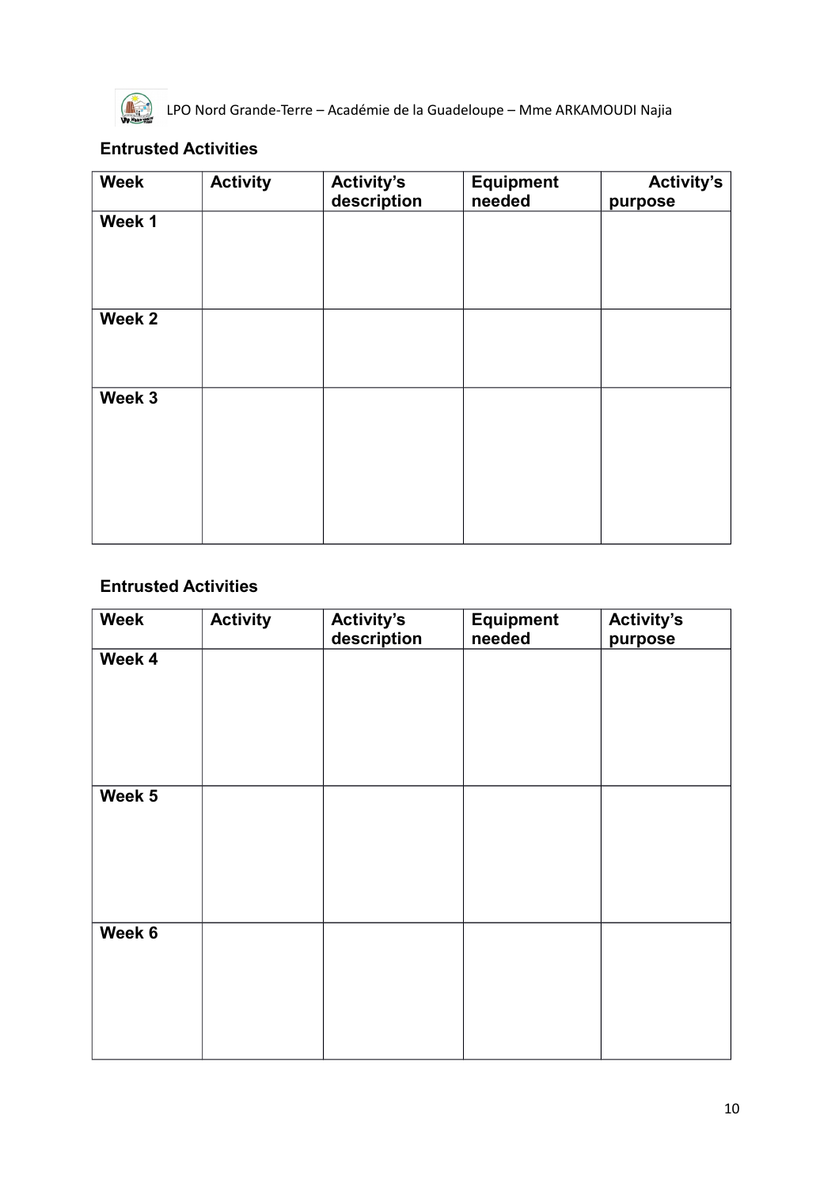### Entrusted Activities

| Week | Activity | Activity's description | Equipment needed | Activity's purpose |
|---|---|---|---|---|
| Week 1 | | | | |
| Week 2 | | | | |
| Week 3 | | | | |

### Entrusted Activities

| Week | Activity | Activity's description | Equipment needed | Activity's purpose |
|---|---|---|---|---|
| Week 4 | | | | |
| Week 5 | | | | |
| Week 6 | | | | |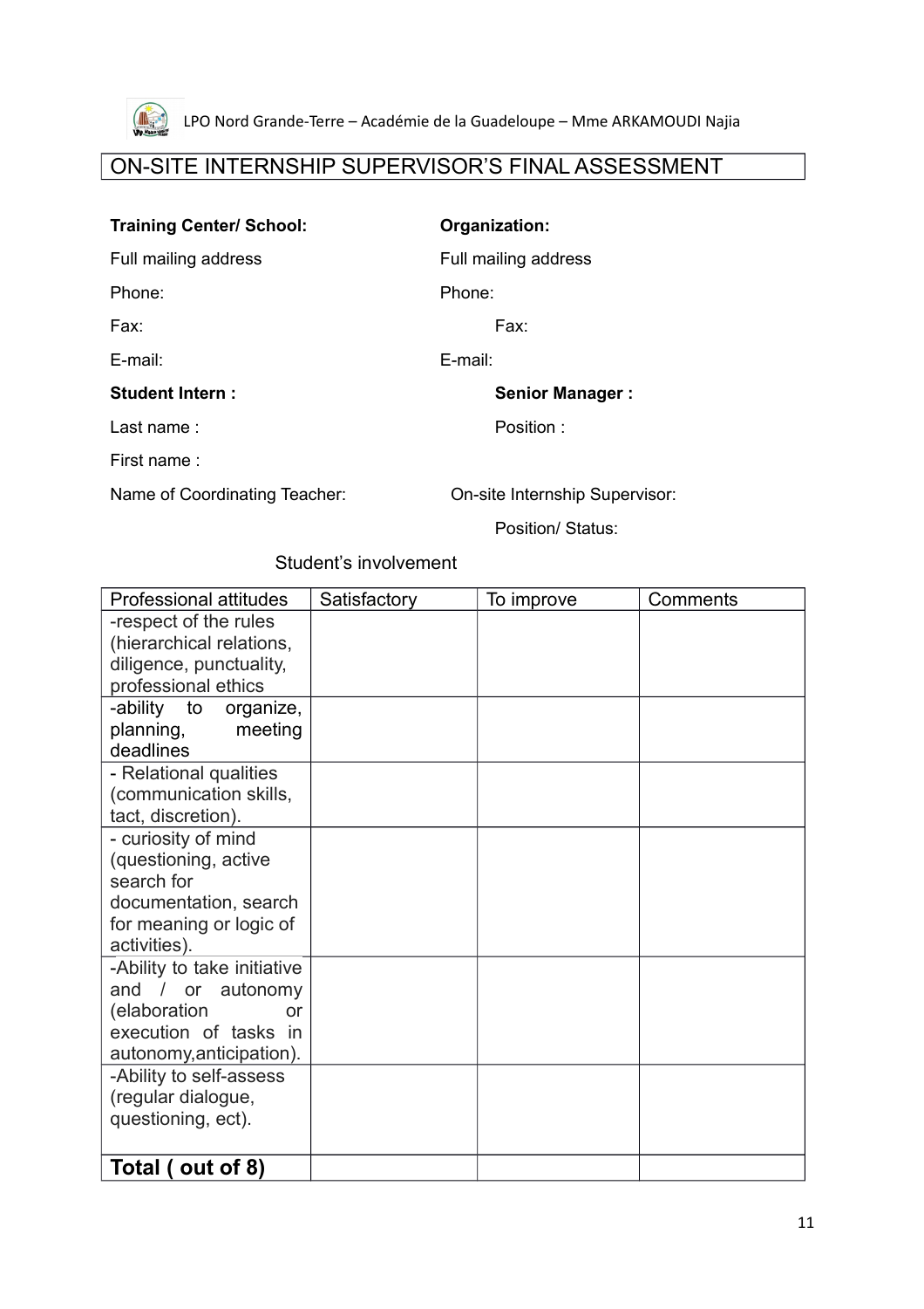# ON-SITE INTERNSHIP SUPERVISOR'S FINAL ASSESSMENT

**Training Center/ School:**

Full mailing address

Phone:

Fax:

E-mail:

**Organization:**

Full mailing address

Phone:

Fax:

E-mail:

**Student Intern :**

Last name :

First name :

**Senior Manager :**

Position :

Name of Coordinating Teacher:

On-site Internship Supervisor:

Position/ Status:

Student's involvement

| Professional attitudes | Satisfactory | To improve | Comments |
|---|---|---|---|
| -respect of the rules (hierarchical relations, diligence, punctuality, professional ethics | | | |
| -ability to organize, planning, meeting deadlines | | | |
| - Relational qualities (communication skills, tact, discretion). | | | |
| - curiosity of mind (questioning, active search for documentation, search for meaning or logic of activities). | | | |
| -Ability to take initiative and / or autonomy (elaboration or execution of tasks in autonomy,anticipation). | | | |
| -Ability to self-assess (regular dialogue, questioning, ect). | | | |
| **Total ( out of 8)** | | | |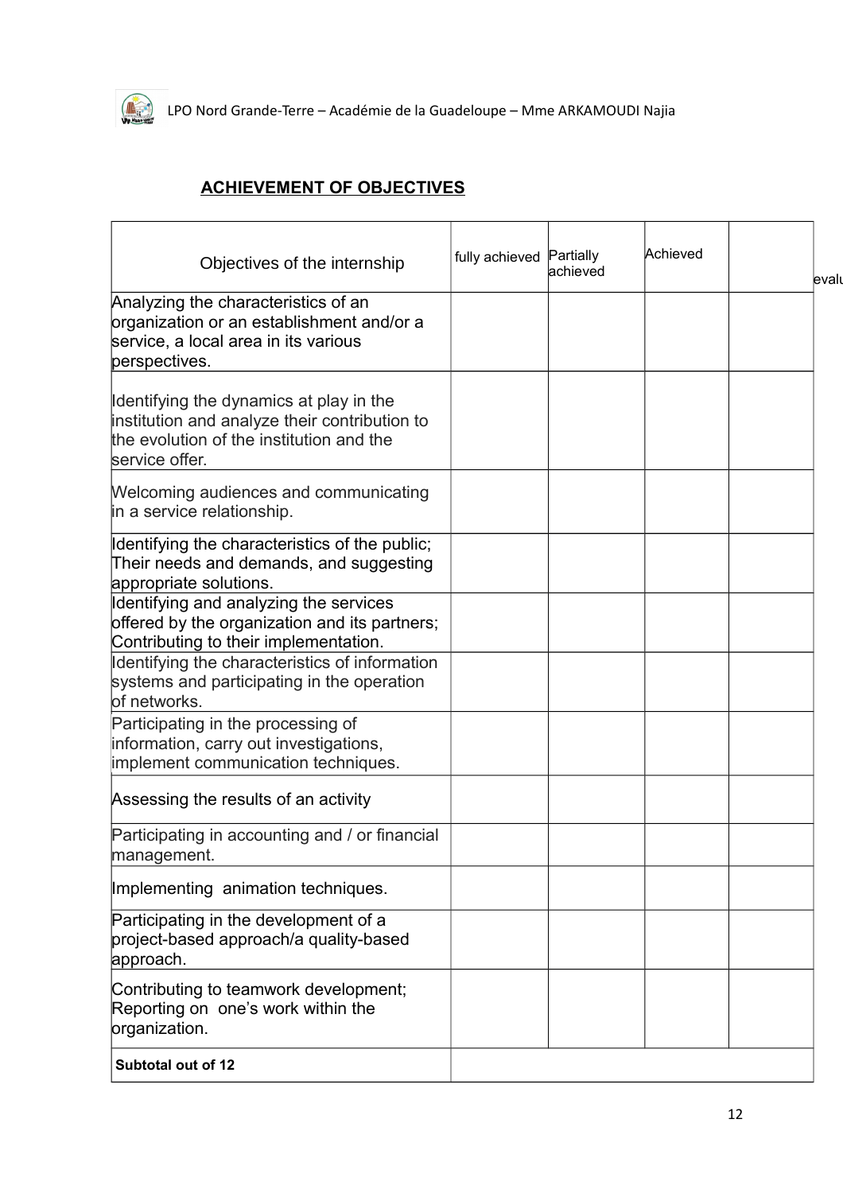## ACHIEVEMENT OF OBJECTIVES

| Objectives of the internship | fully achieved | Partially achieved | Achieved | evalu |
| --- | --- | --- | --- | --- |
| Analyzing the characteristics of an organization or an establishment and/or a service, a local area in its various perspectives. | | | | |
| Identifying the dynamics at play in the institution and analyze their contribution to the evolution of the institution and the service offer. | | | | |
| Welcoming audiences and communicating in a service relationship. | | | | |
| Identifying the characteristics of the public; Their needs and demands, and suggesting appropriate solutions. | | | | |
| Identifying and analyzing the services offered by the organization and its partners; Contributing to their implementation. | | | | |
| Identifying the characteristics of information systems and participating in the operation of networks. | | | | |
| Participating in the processing of information, carry out investigations, implement communication techniques. | | | | |
| Assessing the results of an activity | | | | |
| Participating in accounting and / or financial management. | | | | |
| Implementing animation techniques. | | | | |
| Participating in the development of a project-based approach/a quality-based approach. | | | | |
| Contributing to teamwork development; Reporting on one's work within the organization. | | | | |
| **Subtotal out of 12** | | | | |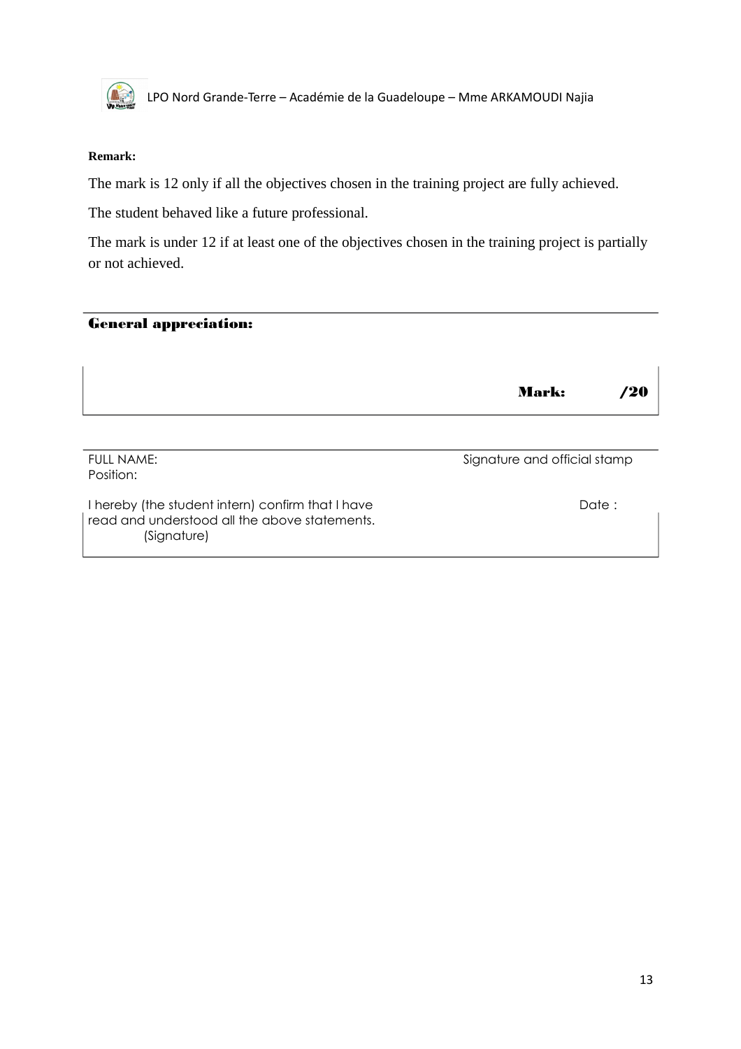**Remark:**

The mark is 12 only if all the objectives chosen in the training project are fully achieved.

The student behaved like a future professional.

The mark is under 12 if at least one of the objectives chosen in the training project is partially or not achieved.

**General appreciation:**

**Mark: /20**

FULL NAME: Signature and official stamp

Position:

I hereby (the student intern) confirm that I have read and understood all the above statements. Date :

(Signature)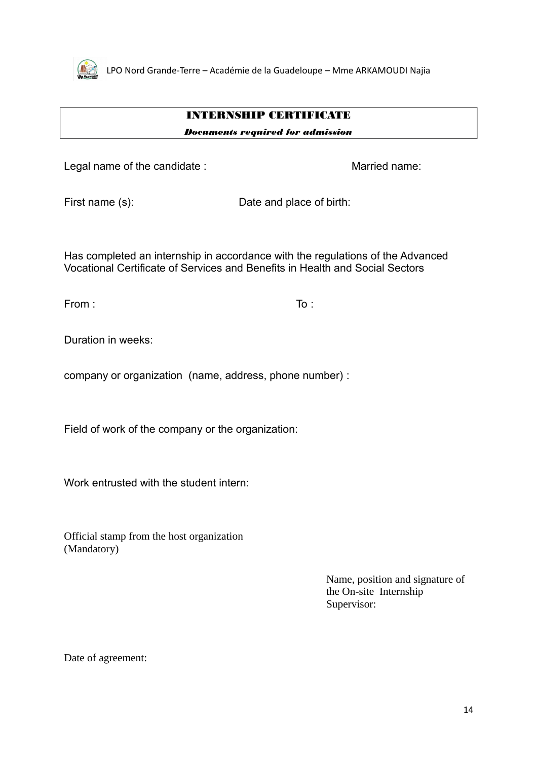# INTERNSHIP CERTIFICATE

***Documents required for admission***

Legal name of the candidate : Married name:

First name (s): Date and place of birth:

Has completed an internship in accordance with the regulations of the Advanced Vocational Certificate of Services and Benefits in Health and Social Sectors

From : To :

Duration in weeks:

company or organization (name, address, phone number) :

Field of work of the company or the organization:

Work entrusted with the student intern:

Official stamp from the host organization (Mandatory)

Name, position and signature of the On-site Internship Supervisor:

Date of agreement: